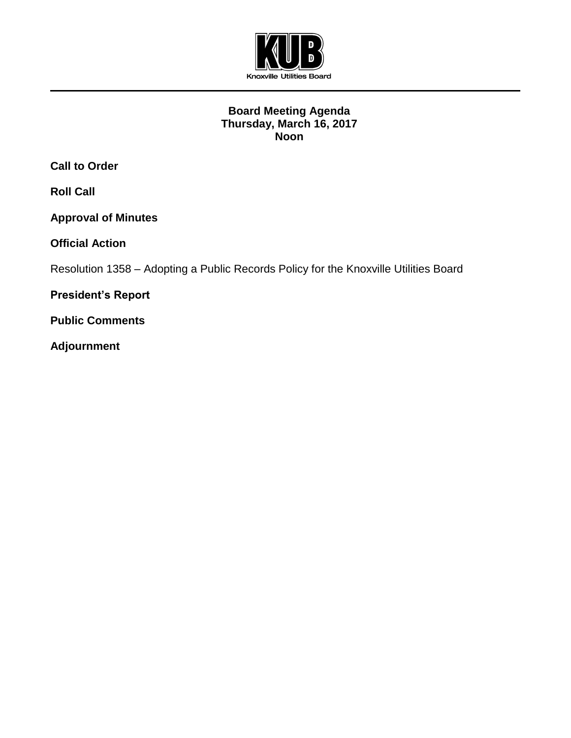KUB

Knoxville Utilities Board

# Board Meeting Agenda
**Thursday, March 16, 2017**
**Noon**

**Call to Order**

**Roll Call**

**Approval of Minutes**

**Official Action**

Resolution 1358 – Adopting a Public Records Policy for the Knoxville Utilities Board

**President's Report**

**Public Comments**

**Adjournment**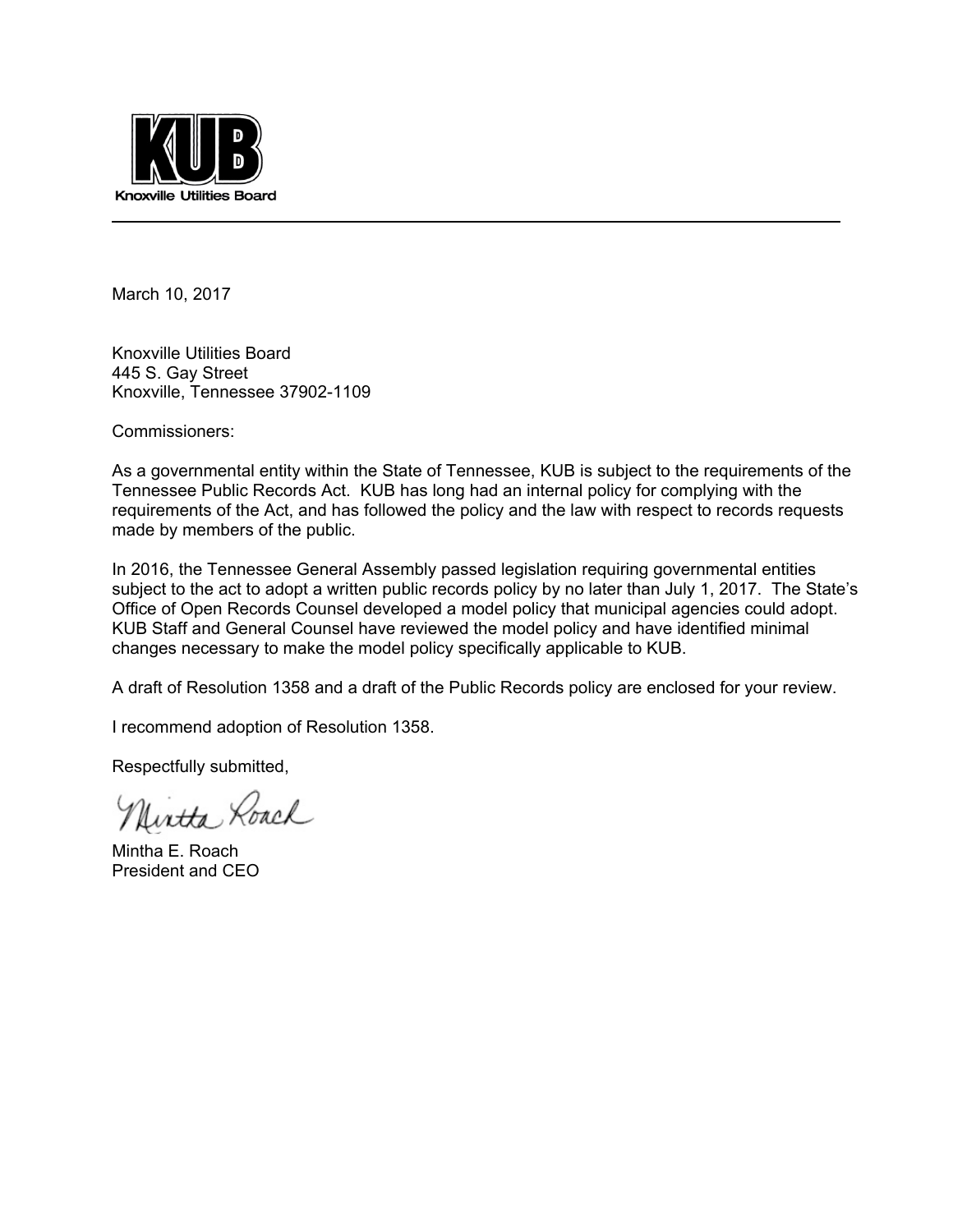**KUB**

Knoxville Utilities Board

---

March 10, 2017

Knoxville Utilities Board
445 S. Gay Street
Knoxville, Tennessee 37902-1109

Commissioners:

As a governmental entity within the State of Tennessee, KUB is subject to the requirements of the Tennessee Public Records Act. KUB has long had an internal policy for complying with the requirements of the Act, and has followed the policy and the law with respect to records requests made by members of the public.

In 2016, the Tennessee General Assembly passed legislation requiring governmental entities subject to the act to adopt a written public records policy by no later than July 1, 2017. The State's Office of Open Records Counsel developed a model policy that municipal agencies could adopt. KUB Staff and General Counsel have reviewed the model policy and have identified minimal changes necessary to make the model policy specifically applicable to KUB.

A draft of Resolution 1358 and a draft of the Public Records policy are enclosed for your review.

I recommend adoption of Resolution 1358.

Respectfully submitted,

Mintha Roach

Mintha E. Roach
President and CEO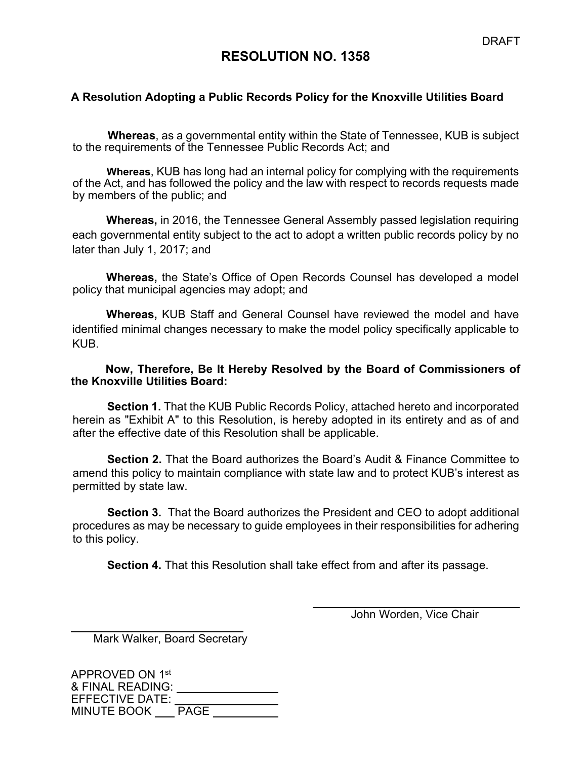DRAFT

# RESOLUTION NO. 1358

**A Resolution Adopting a Public Records Policy for the Knoxville Utilities Board**

**Whereas**, as a governmental entity within the State of Tennessee, KUB is subject to the requirements of the Tennessee Public Records Act; and

**Whereas**, KUB has long had an internal policy for complying with the requirements of the Act, and has followed the policy and the law with respect to records requests made by members of the public; and

**Whereas,** in 2016, the Tennessee General Assembly passed legislation requiring each governmental entity subject to the act to adopt a written public records policy by no later than July 1, 2017; and

**Whereas,** the State's Office of Open Records Counsel has developed a model policy that municipal agencies may adopt; and

**Whereas,** KUB Staff and General Counsel have reviewed the model and have identified minimal changes necessary to make the model policy specifically applicable to KUB.

**Now, Therefore, Be It Hereby Resolved by the Board of Commissioners of the Knoxville Utilities Board:**

**Section 1.** That the KUB Public Records Policy, attached hereto and incorporated herein as "Exhibit A" to this Resolution, is hereby adopted in its entirety and as of and after the effective date of this Resolution shall be applicable.

**Section 2.** That the Board authorizes the Board's Audit & Finance Committee to amend this policy to maintain compliance with state law and to protect KUB's interest as permitted by state law.

**Section 3.** That the Board authorizes the President and CEO to adopt additional procedures as may be necessary to guide employees in their responsibilities for adhering to this policy.

**Section 4.** That this Resolution shall take effect from and after its passage.

\_\_\_\_\_\_\_\_\_\_\_\_\_\_\_\_\_\_\_\_\_\_\_\_\_\_\_\_
John Worden, Vice Chair

\_\_\_\_\_\_\_\_\_\_\_\_\_\_\_\_\_\_\_\_\_\_\_\_\_\_\_\_
Mark Walker, Board Secretary

APPROVED ON 1st
& FINAL READING: \_\_\_\_\_\_\_\_\_\_\_\_\_\_
EFFECTIVE DATE: \_\_\_\_\_\_\_\_\_\_\_\_\_\_
MINUTE BOOK \_\_\_ PAGE \_\_\_\_\_\_\_\_\_\_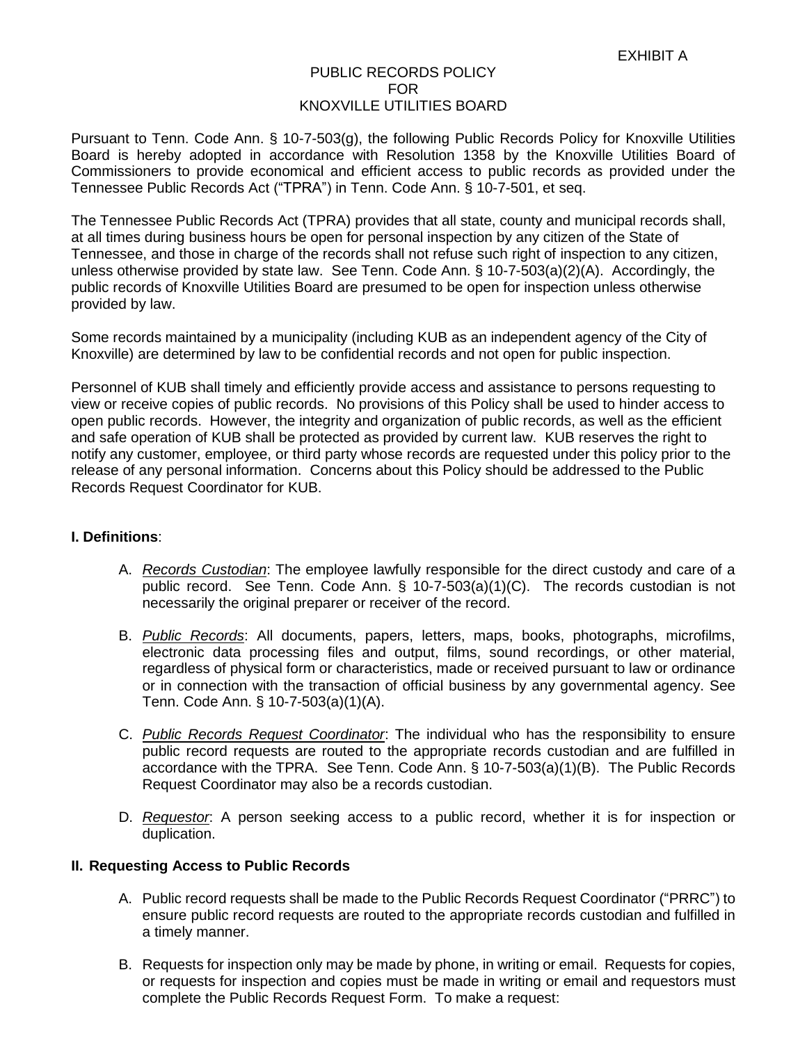EXHIBIT A

# PUBLIC RECORDS POLICY FOR KNOXVILLE UTILITIES BOARD

Pursuant to Tenn. Code Ann. § 10-7-503(g), the following Public Records Policy for Knoxville Utilities Board is hereby adopted in accordance with Resolution 1358 by the Knoxville Utilities Board of Commissioners to provide economical and efficient access to public records as provided under the Tennessee Public Records Act ("TPRA") in Tenn. Code Ann. § 10-7-501, et seq.

The Tennessee Public Records Act (TPRA) provides that all state, county and municipal records shall, at all times during business hours be open for personal inspection by any citizen of the State of Tennessee, and those in charge of the records shall not refuse such right of inspection to any citizen, unless otherwise provided by state law. See Tenn. Code Ann. § 10-7-503(a)(2)(A). Accordingly, the public records of Knoxville Utilities Board are presumed to be open for inspection unless otherwise provided by law.

Some records maintained by a municipality (including KUB as an independent agency of the City of Knoxville) are determined by law to be confidential records and not open for public inspection.

Personnel of KUB shall timely and efficiently provide access and assistance to persons requesting to view or receive copies of public records. No provisions of this Policy shall be used to hinder access to open public records. However, the integrity and organization of public records, as well as the efficient and safe operation of KUB shall be protected as provided by current law. KUB reserves the right to notify any customer, employee, or third party whose records are requested under this policy prior to the release of any personal information. Concerns about this Policy should be addressed to the Public Records Request Coordinator for KUB.

## I. Definitions:

A. *Records Custodian*: The employee lawfully responsible for the direct custody and care of a public record. See Tenn. Code Ann. § 10-7-503(a)(1)(C). The records custodian is not necessarily the original preparer or receiver of the record.

B. *Public Records*: All documents, papers, letters, maps, books, photographs, microfilms, electronic data processing files and output, films, sound recordings, or other material, regardless of physical form or characteristics, made or received pursuant to law or ordinance or in connection with the transaction of official business by any governmental agency. See Tenn. Code Ann. § 10-7-503(a)(1)(A).

C. *Public Records Request Coordinator*: The individual who has the responsibility to ensure public record requests are routed to the appropriate records custodian and are fulfilled in accordance with the TPRA. See Tenn. Code Ann. § 10-7-503(a)(1)(B). The Public Records Request Coordinator may also be a records custodian.

D. *Requestor*: A person seeking access to a public record, whether it is for inspection or duplication.

## II. Requesting Access to Public Records

A. Public record requests shall be made to the Public Records Request Coordinator ("PRRC") to ensure public record requests are routed to the appropriate records custodian and fulfilled in a timely manner.

B. Requests for inspection only may be made by phone, in writing or email. Requests for copies, or requests for inspection and copies must be made in writing or email and requestors must complete the Public Records Request Form. To make a request: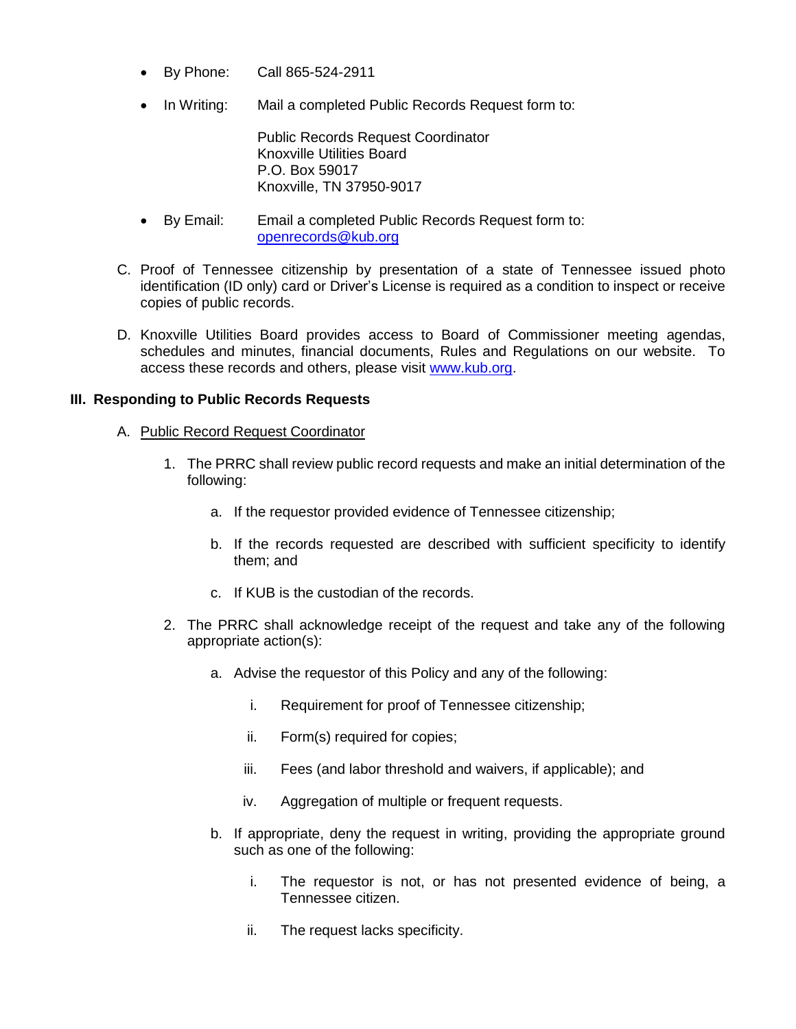- By Phone: Call 865-524-2911

- In Writing: Mail a completed Public Records Request form to:

  Public Records Request Coordinator
  Knoxville Utilities Board
  P.O. Box 59017
  Knoxville, TN 37950-9017

- By Email: Email a completed Public Records Request form to:
  openrecords@kub.org

C. Proof of Tennessee citizenship by presentation of a state of Tennessee issued photo identification (ID only) card or Driver's License is required as a condition to inspect or receive copies of public records.

D. Knoxville Utilities Board provides access to Board of Commissioner meeting agendas, schedules and minutes, financial documents, Rules and Regulations on our website. To access these records and others, please visit www.kub.org.

### III. Responding to Public Records Requests

A. Public Record Request Coordinator

1. The PRRC shall review public record requests and make an initial determination of the following:

   a. If the requestor provided evidence of Tennessee citizenship;

   b. If the records requested are described with sufficient specificity to identify them; and

   c. If KUB is the custodian of the records.

2. The PRRC shall acknowledge receipt of the request and take any of the following appropriate action(s):

   a. Advise the requestor of this Policy and any of the following:

      i. Requirement for proof of Tennessee citizenship;

      ii. Form(s) required for copies;

      iii. Fees (and labor threshold and waivers, if applicable); and

      iv. Aggregation of multiple or frequent requests.

   b. If appropriate, deny the request in writing, providing the appropriate ground such as one of the following:

      i. The requestor is not, or has not presented evidence of being, a Tennessee citizen.

      ii. The request lacks specificity.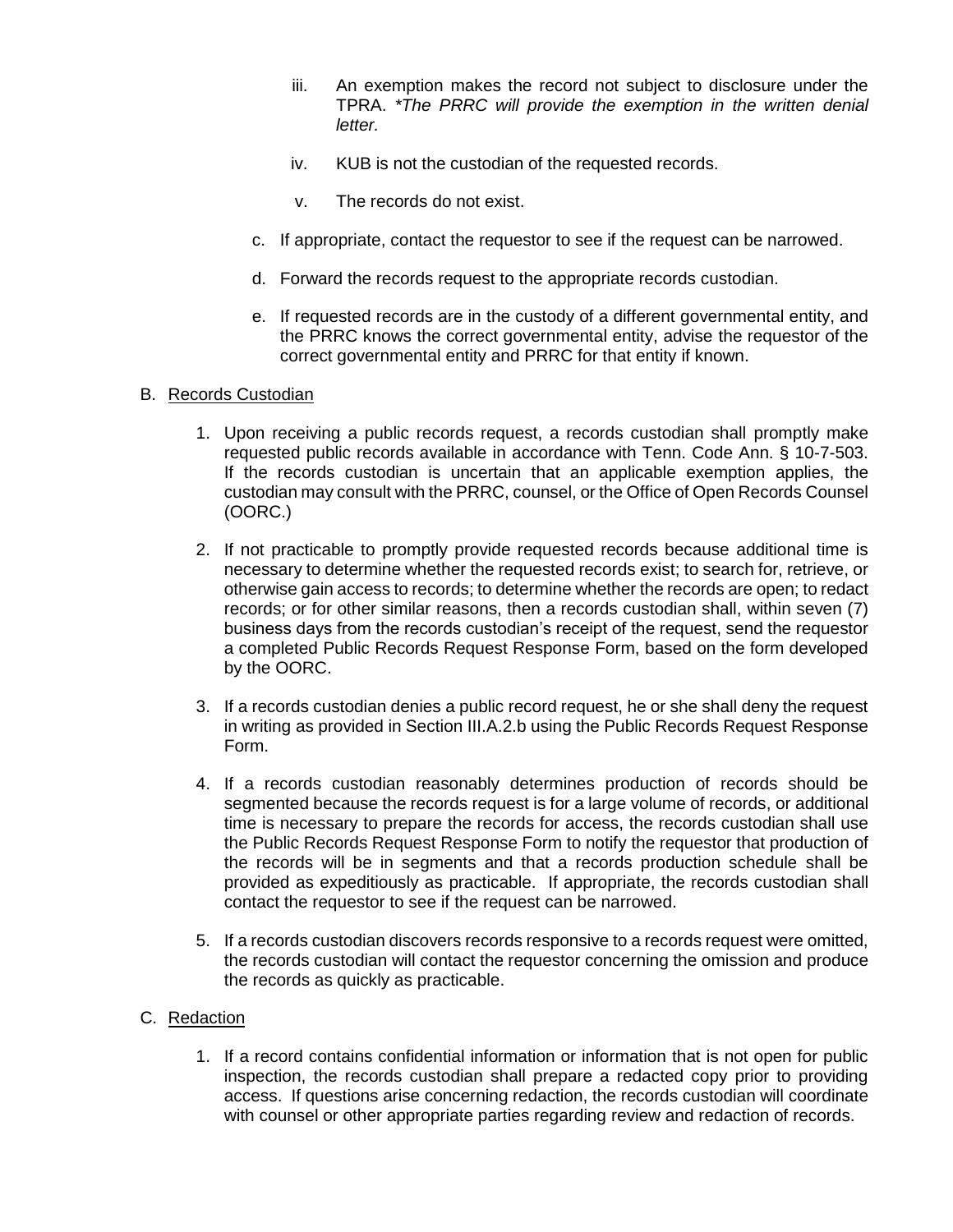iii. An exemption makes the record not subject to disclosure under the TPRA. **The PRRC will provide the exemption in the written denial letter.*

iv. KUB is not the custodian of the requested records.

v. The records do not exist.

c. If appropriate, contact the requestor to see if the request can be narrowed.

d. Forward the records request to the appropriate records custodian.

e. If requested records are in the custody of a different governmental entity, and the PRRC knows the correct governmental entity, advise the requestor of the correct governmental entity and PRRC for that entity if known.

B. Records Custodian

1. Upon receiving a public records request, a records custodian shall promptly make requested public records available in accordance with Tenn. Code Ann. § 10-7-503. If the records custodian is uncertain that an applicable exemption applies, the custodian may consult with the PRRC, counsel, or the Office of Open Records Counsel (OORC.)

2. If not practicable to promptly provide requested records because additional time is necessary to determine whether the requested records exist; to search for, retrieve, or otherwise gain access to records; to determine whether the records are open; to redact records; or for other similar reasons, then a records custodian shall, within seven (7) business days from the records custodian's receipt of the request, send the requestor a completed Public Records Request Response Form, based on the form developed by the OORC.

3. If a records custodian denies a public record request, he or she shall deny the request in writing as provided in Section III.A.2.b using the Public Records Request Response Form.

4. If a records custodian reasonably determines production of records should be segmented because the records request is for a large volume of records, or additional time is necessary to prepare the records for access, the records custodian shall use the Public Records Request Response Form to notify the requestor that production of the records will be in segments and that a records production schedule shall be provided as expeditiously as practicable. If appropriate, the records custodian shall contact the requestor to see if the request can be narrowed.

5. If a records custodian discovers records responsive to a records request were omitted, the records custodian will contact the requestor concerning the omission and produce the records as quickly as practicable.

C. Redaction

1. If a record contains confidential information or information that is not open for public inspection, the records custodian shall prepare a redacted copy prior to providing access. If questions arise concerning redaction, the records custodian will coordinate with counsel or other appropriate parties regarding review and redaction of records.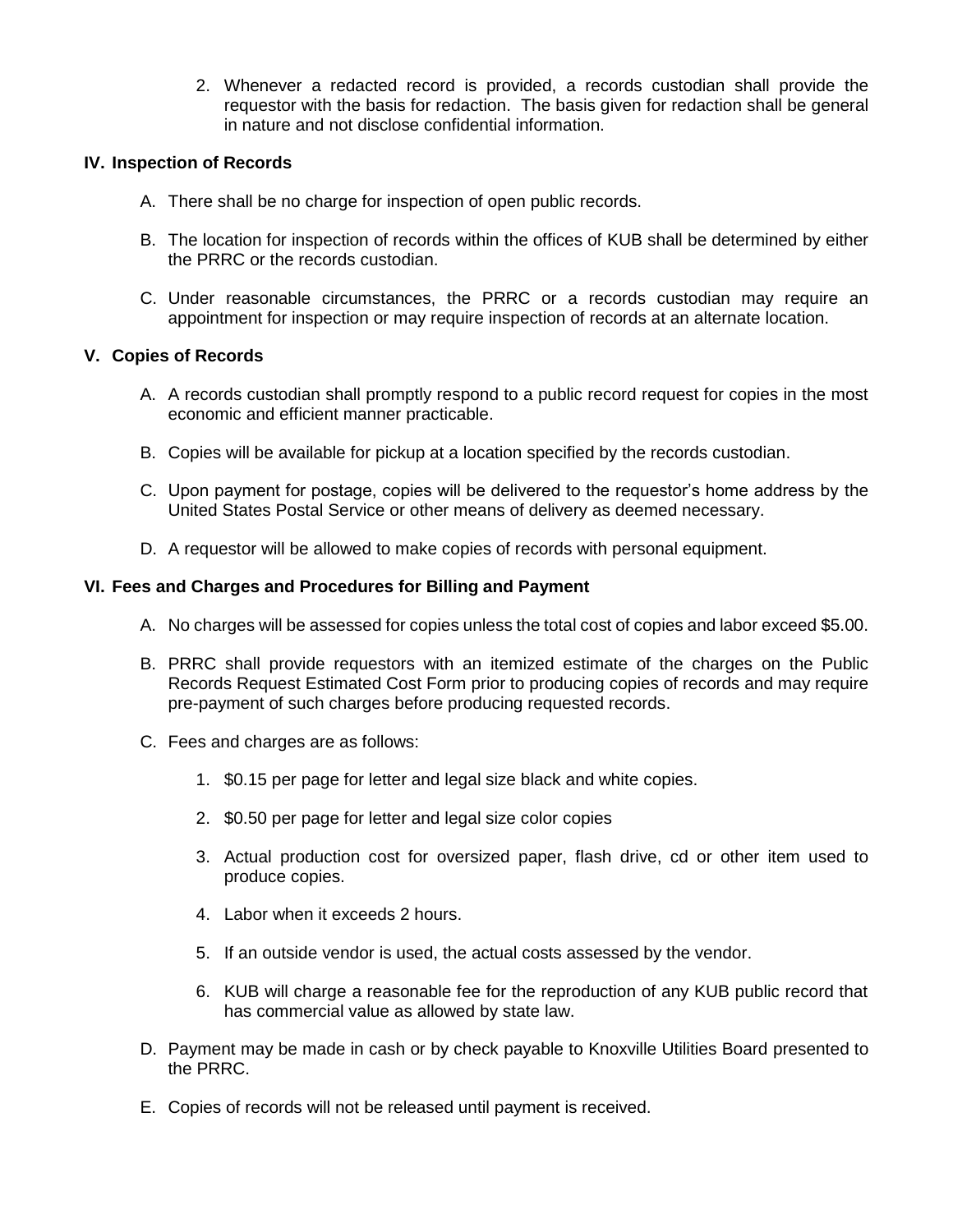2. Whenever a redacted record is provided, a records custodian shall provide the requestor with the basis for redaction. The basis given for redaction shall be general in nature and not disclose confidential information.

## IV. Inspection of Records

A. There shall be no charge for inspection of open public records.

B. The location for inspection of records within the offices of KUB shall be determined by either the PRRC or the records custodian.

C. Under reasonable circumstances, the PRRC or a records custodian may require an appointment for inspection or may require inspection of records at an alternate location.

## V. Copies of Records

A. A records custodian shall promptly respond to a public record request for copies in the most economic and efficient manner practicable.

B. Copies will be available for pickup at a location specified by the records custodian.

C. Upon payment for postage, copies will be delivered to the requestor's home address by the United States Postal Service or other means of delivery as deemed necessary.

D. A requestor will be allowed to make copies of records with personal equipment.

## VI. Fees and Charges and Procedures for Billing and Payment

A. No charges will be assessed for copies unless the total cost of copies and labor exceed $5.00.

B. PRRC shall provide requestors with an itemized estimate of the charges on the Public Records Request Estimated Cost Form prior to producing copies of records and may require pre-payment of such charges before producing requested records.

C. Fees and charges are as follows:

1. $0.15 per page for letter and legal size black and white copies.
2. $0.50 per page for letter and legal size color copies
3. Actual production cost for oversized paper, flash drive, cd or other item used to produce copies.
4. Labor when it exceeds 2 hours.
5. If an outside vendor is used, the actual costs assessed by the vendor.
6. KUB will charge a reasonable fee for the reproduction of any KUB public record that has commercial value as allowed by state law.

D. Payment may be made in cash or by check payable to Knoxville Utilities Board presented to the PRRC.

E. Copies of records will not be released until payment is received.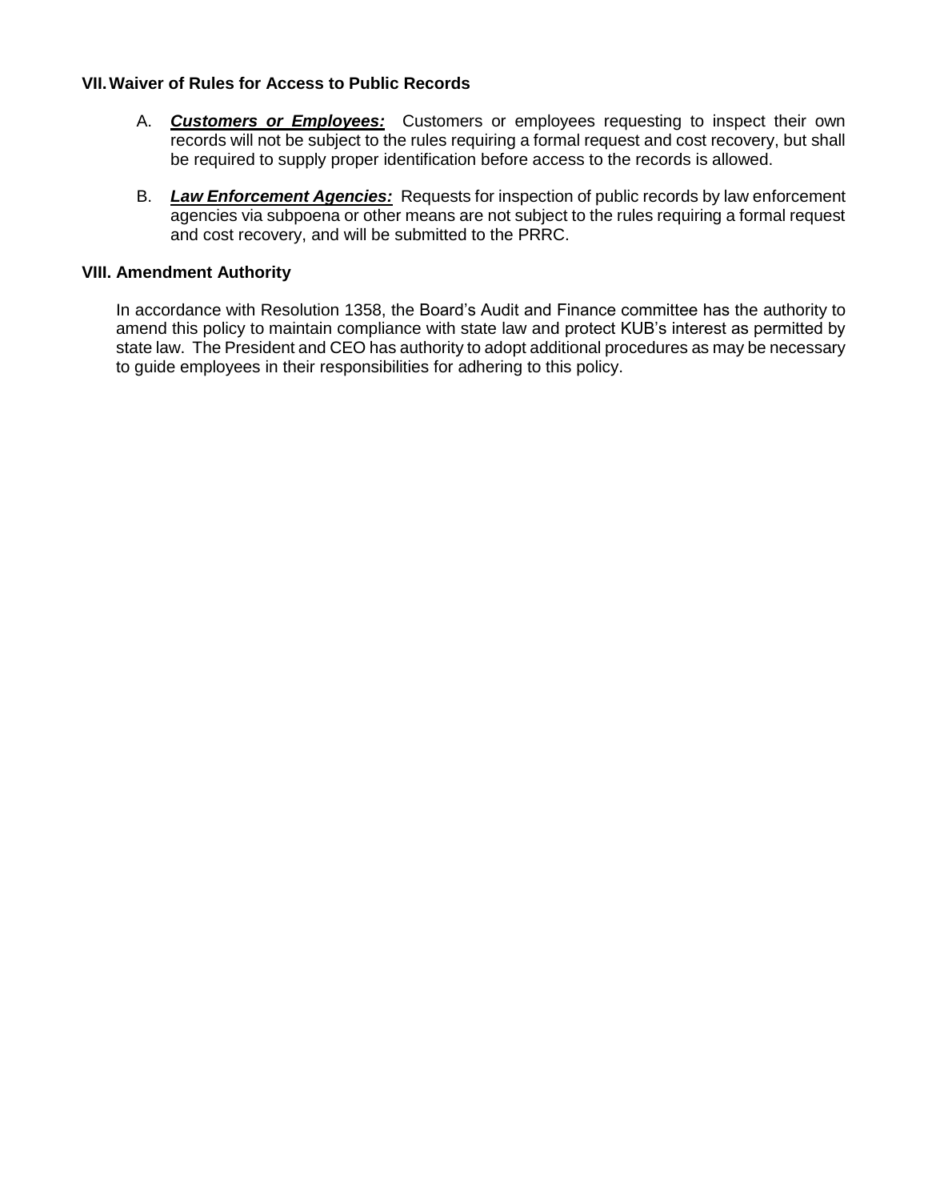## VII. Waiver of Rules for Access to Public Records

A. ***Customers or Employees:*** Customers or employees requesting to inspect their own records will not be subject to the rules requiring a formal request and cost recovery, but shall be required to supply proper identification before access to the records is allowed.

B. ***Law Enforcement Agencies:*** Requests for inspection of public records by law enforcement agencies via subpoena or other means are not subject to the rules requiring a formal request and cost recovery, and will be submitted to the PRRC.

## VIII. Amendment Authority

In accordance with Resolution 1358, the Board's Audit and Finance committee has the authority to amend this policy to maintain compliance with state law and protect KUB's interest as permitted by state law. The President and CEO has authority to adopt additional procedures as may be necessary to guide employees in their responsibilities for adhering to this policy.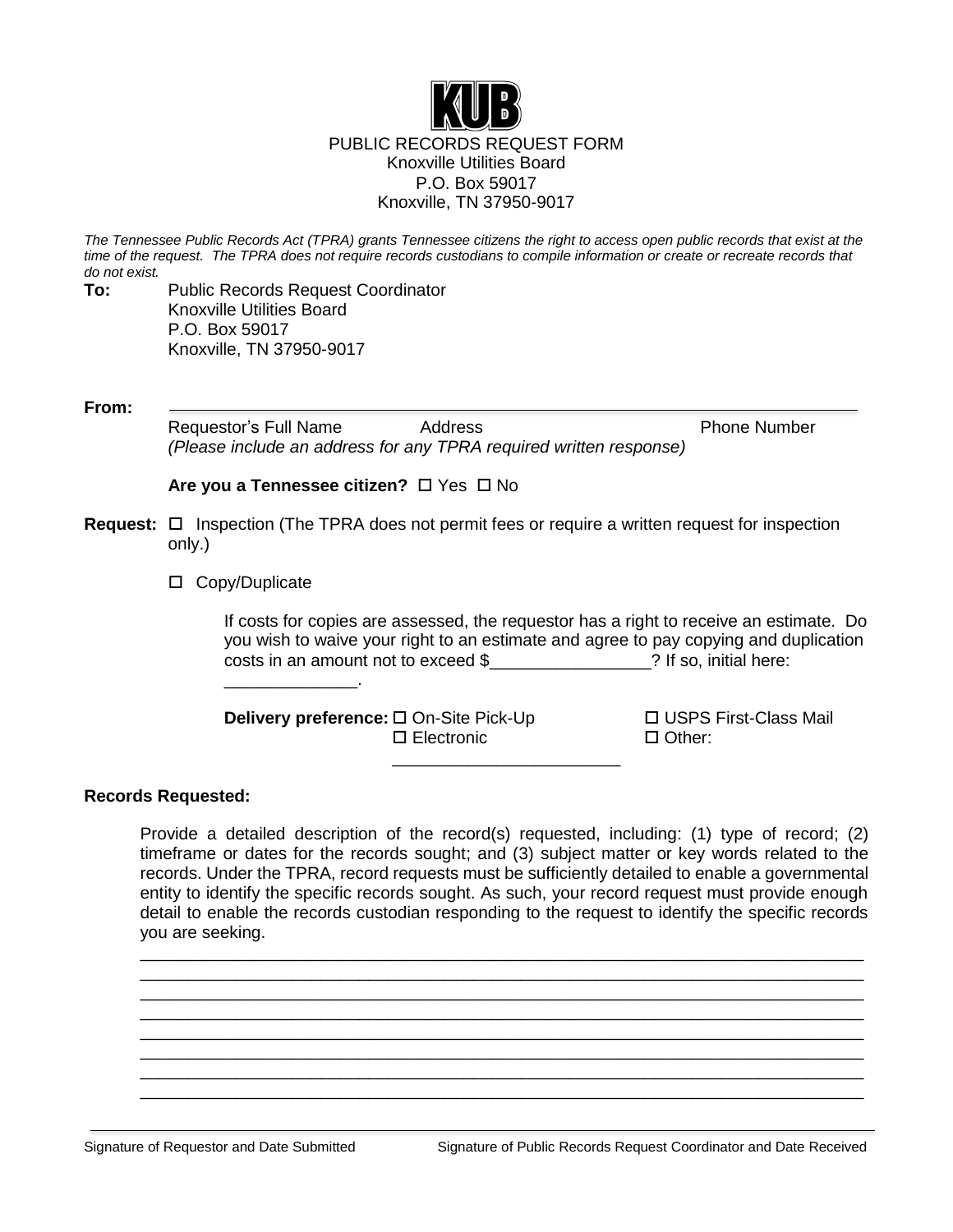**KUB**

PUBLIC RECORDS REQUEST FORM
Knoxville Utilities Board
P.O. Box 59017
Knoxville, TN 37950-9017

*The Tennessee Public Records Act (TPRA) grants Tennessee citizens the right to access open public records that exist at the time of the request. The TPRA does not require records custodians to compile information or create or recreate records that do not exist.*

**To:** Public Records Request Coordinator
Knoxville Utilities Board
P.O. Box 59017
Knoxville, TN 37950-9017

**From:** ____________________________________________________________

Requestor's Full Name Address Phone Number
*(Please include an address for any TPRA required written response)*

**Are you a Tennessee citizen?** ☐ Yes ☐ No

**Request:** ☐ Inspection (The TPRA does not permit fees or require a written request for inspection only.)

☐ Copy/Duplicate

If costs for copies are assessed, the requestor has a right to receive an estimate. Do you wish to waive your right to an estimate and agree to pay copying and duplication costs in an amount not to exceed $_________________? If so, initial here: ______________.

**Delivery preference:** ☐ On-Site Pick-Up ☐ USPS First-Class Mail
☐ Electronic ☐ Other: ________________________

**Records Requested:**

Provide a detailed description of the record(s) requested, including: (1) type of record; (2) timeframe or dates for the records sought; and (3) subject matter or key words related to the records. Under the TPRA, record requests must be sufficiently detailed to enable a governmental entity to identify the specific records sought. As such, your record request must provide enough detail to enable the records custodian responding to the request to identify the specific records you are seeking.

______________________________________________________________________________
______________________________________________________________________________
______________________________________________________________________________
______________________________________________________________________________
______________________________________________________________________________
______________________________________________________________________________
______________________________________________________________________________
______________________________________________________________________________

______________________________________________________________________________

Signature of Requestor and Date Submitted Signature of Public Records Request Coordinator and Date Received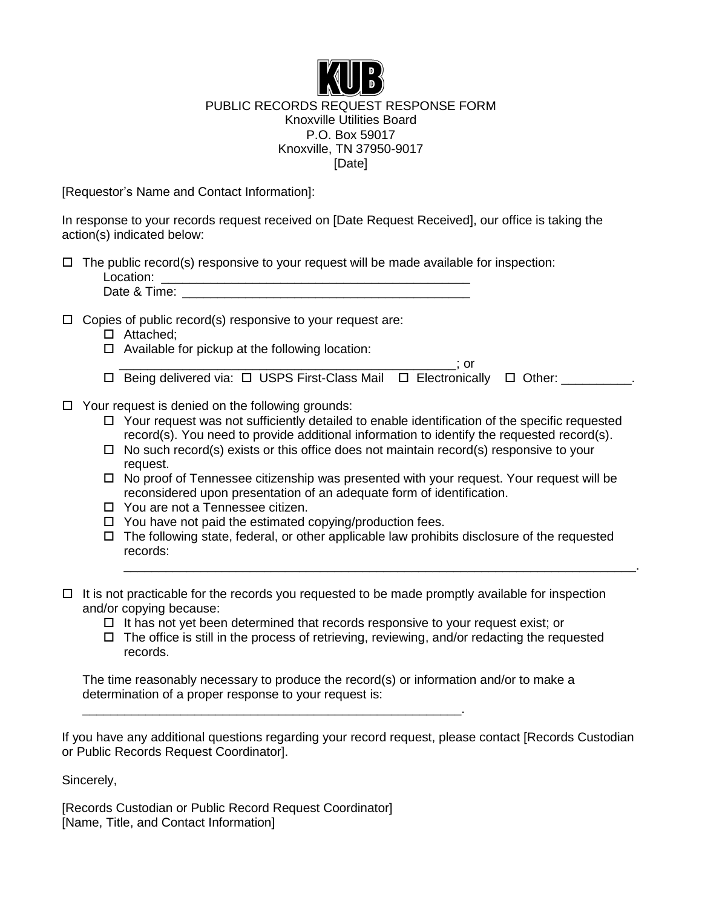**KUB**

PUBLIC RECORDS REQUEST RESPONSE FORM
Knoxville Utilities Board
P.O. Box 59017
Knoxville, TN 37950-9017
[Date]

[Requestor's Name and Contact Information]:

In response to your records request received on [Date Request Received], our office is taking the action(s) indicated below:

- ☐ The public record(s) responsive to your request will be made available for inspection:
  Location: ____________________________________________
  Date & Time: _________________________________________

- ☐ Copies of public record(s) responsive to your request are:
  - ☐ Attached;
  - ☐ Available for pickup at the following location:
    ________________________________________________; or
  - ☐ Being delivered via: ☐ USPS First-Class Mail ☐ Electronically ☐ Other: __________.

- ☐ Your request is denied on the following grounds:
  - ☐ Your request was not sufficiently detailed to enable identification of the specific requested record(s). You need to provide additional information to identify the requested record(s).
  - ☐ No such record(s) exists or this office does not maintain record(s) responsive to your request.
  - ☐ No proof of Tennessee citizenship was presented with your request. Your request will be reconsidered upon presentation of an adequate form of identification.
  - ☐ You are not a Tennessee citizen.
  - ☐ You have not paid the estimated copying/production fees.
  - ☐ The following state, federal, or other applicable law prohibits disclosure of the requested records:
    ___________________________________________________________________________.

- ☐ It is not practicable for the records you requested to be made promptly available for inspection and/or copying because:
  - ☐ It has not yet been determined that records responsive to your request exist; or
  - ☐ The office is still in the process of retrieving, reviewing, and/or redacting the requested records.

  The time reasonably necessary to produce the record(s) or information and/or to make a determination of a proper response to your request is:
  _______________________________________________________.

If you have any additional questions regarding your record request, please contact [Records Custodian or Public Records Request Coordinator].

Sincerely,

[Records Custodian or Public Record Request Coordinator]
[Name, Title, and Contact Information]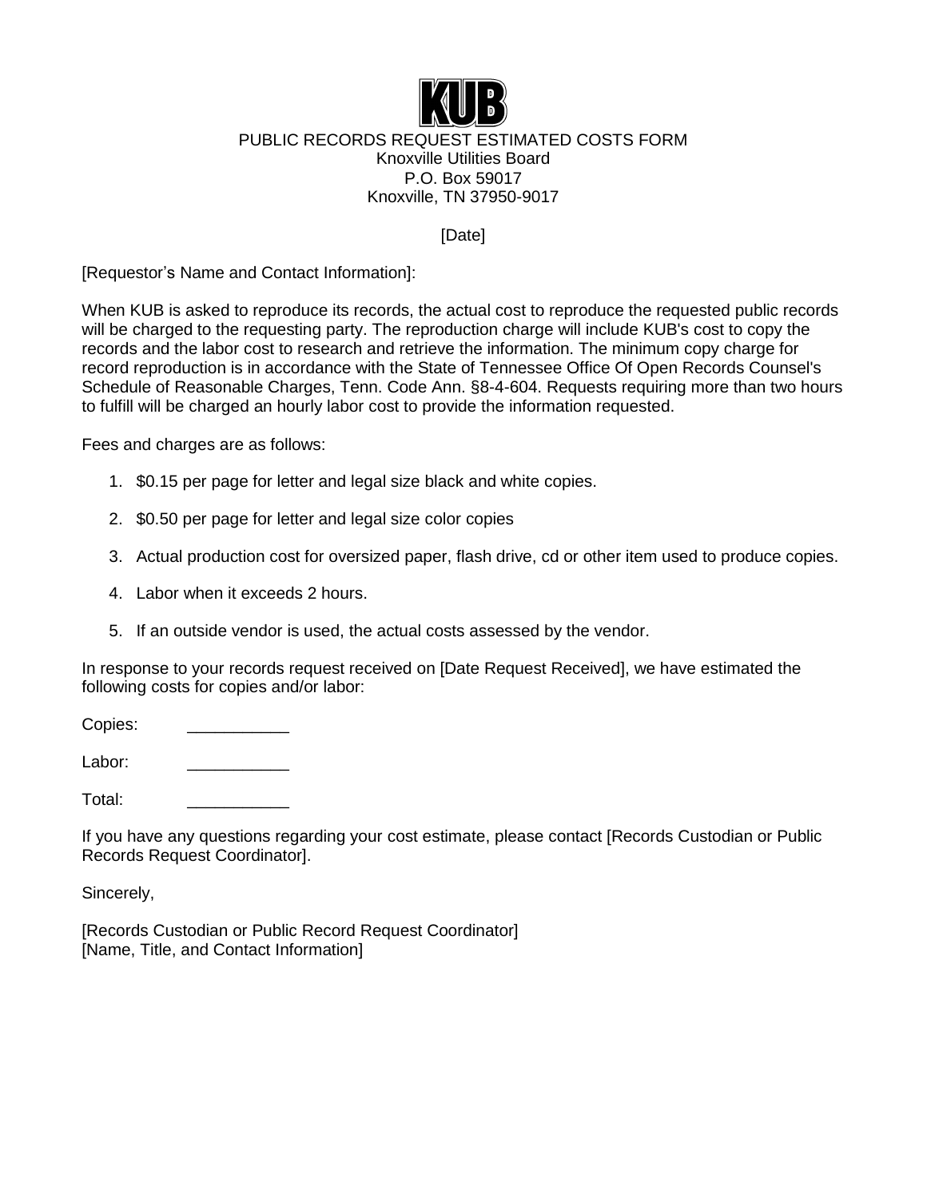KUB

PUBLIC RECORDS REQUEST ESTIMATED COSTS FORM
Knoxville Utilities Board
P.O. Box 59017
Knoxville, TN 37950-9017

[Date]

[Requestor's Name and Contact Information]:

When KUB is asked to reproduce its records, the actual cost to reproduce the requested public records will be charged to the requesting party. The reproduction charge will include KUB's cost to copy the records and the labor cost to research and retrieve the information. The minimum copy charge for record reproduction is in accordance with the State of Tennessee Office Of Open Records Counsel's Schedule of Reasonable Charges, Tenn. Code Ann. §8-4-604. Requests requiring more than two hours to fulfill will be charged an hourly labor cost to provide the information requested.

Fees and charges are as follows:

1. $0.15 per page for letter and legal size black and white copies.
2. $0.50 per page for letter and legal size color copies
3. Actual production cost for oversized paper, flash drive, cd or other item used to produce copies.
4. Labor when it exceeds 2 hours.
5. If an outside vendor is used, the actual costs assessed by the vendor.

In response to your records request received on [Date Request Received], we have estimated the following costs for copies and/or labor:

Copies: ___________

Labor: ___________

Total: ___________

If you have any questions regarding your cost estimate, please contact [Records Custodian or Public Records Request Coordinator].

Sincerely,

[Records Custodian or Public Record Request Coordinator]
[Name, Title, and Contact Information]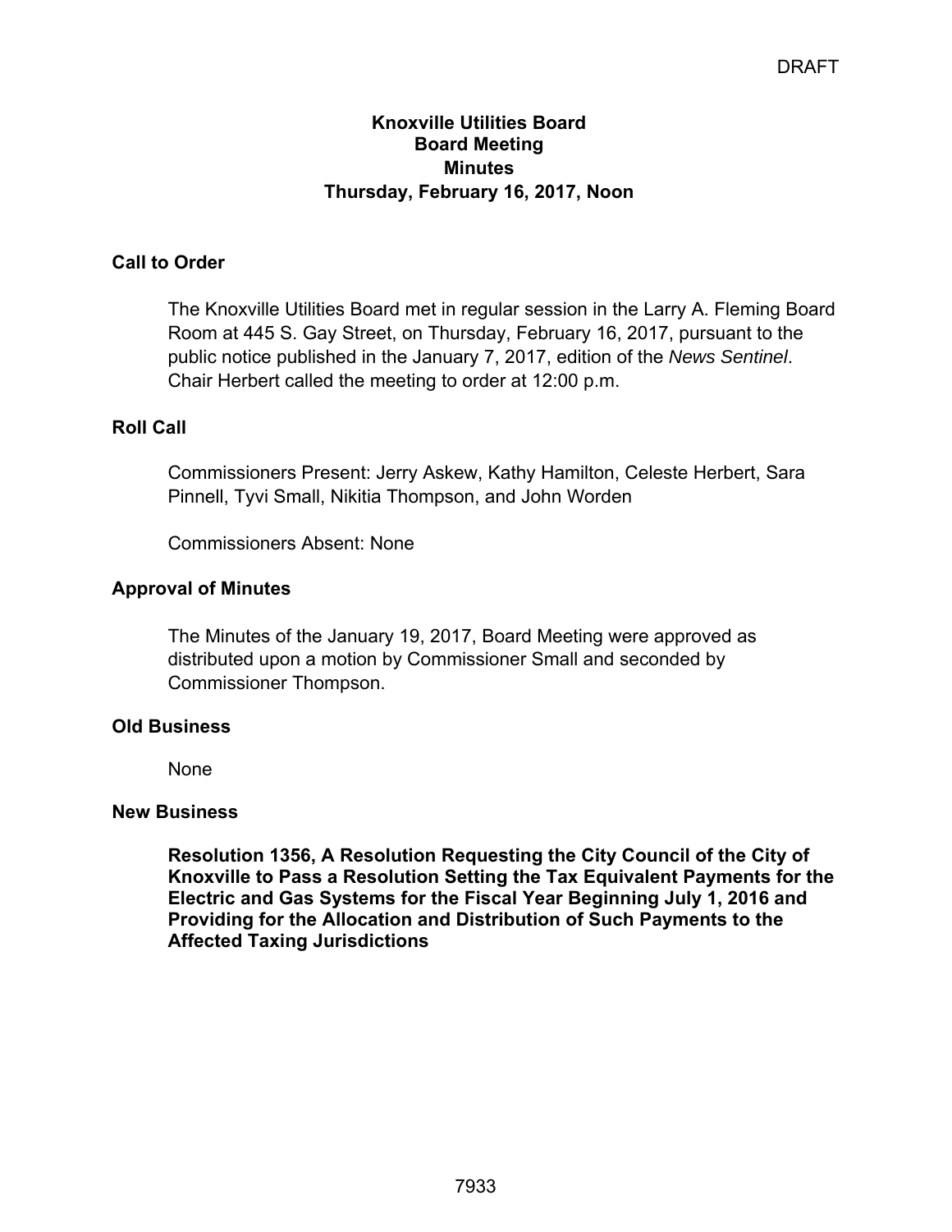DRAFT

**Knoxville Utilities Board**
**Board Meeting**
**Minutes**
**Thursday, February 16, 2017, Noon**

### Call to Order

The Knoxville Utilities Board met in regular session in the Larry A. Fleming Board Room at 445 S. Gay Street, on Thursday, February 16, 2017, pursuant to the public notice published in the January 7, 2017, edition of the *News Sentinel*. Chair Herbert called the meeting to order at 12:00 p.m.

### Roll Call

Commissioners Present: Jerry Askew, Kathy Hamilton, Celeste Herbert, Sara Pinnell, Tyvi Small, Nikitia Thompson, and John Worden

Commissioners Absent: None

### Approval of Minutes

The Minutes of the January 19, 2017, Board Meeting were approved as distributed upon a motion by Commissioner Small and seconded by Commissioner Thompson.

### Old Business

None

### New Business

**Resolution 1356, A Resolution Requesting the City Council of the City of Knoxville to Pass a Resolution Setting the Tax Equivalent Payments for the Electric and Gas Systems for the Fiscal Year Beginning July 1, 2016 and Providing for the Allocation and Distribution of Such Payments to the Affected Taxing Jurisdictions**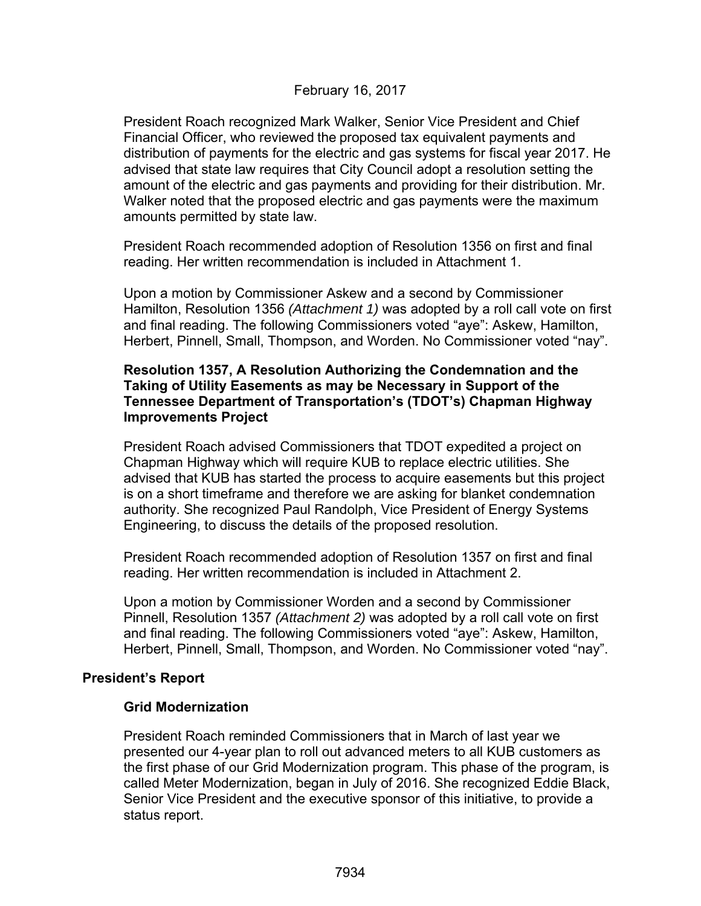February 16, 2017

President Roach recognized Mark Walker, Senior Vice President and Chief Financial Officer, who reviewed the proposed tax equivalent payments and distribution of payments for the electric and gas systems for fiscal year 2017. He advised that state law requires that City Council adopt a resolution setting the amount of the electric and gas payments and providing for their distribution. Mr. Walker noted that the proposed electric and gas payments were the maximum amounts permitted by state law.

President Roach recommended adoption of Resolution 1356 on first and final reading. Her written recommendation is included in Attachment 1.

Upon a motion by Commissioner Askew and a second by Commissioner Hamilton, Resolution 1356 *(Attachment 1)* was adopted by a roll call vote on first and final reading. The following Commissioners voted "aye": Askew, Hamilton, Herbert, Pinnell, Small, Thompson, and Worden. No Commissioner voted "nay".

**Resolution 1357, A Resolution Authorizing the Condemnation and the Taking of Utility Easements as may be Necessary in Support of the Tennessee Department of Transportation's (TDOT's) Chapman Highway Improvements Project**

President Roach advised Commissioners that TDOT expedited a project on Chapman Highway which will require KUB to replace electric utilities. She advised that KUB has started the process to acquire easements but this project is on a short timeframe and therefore we are asking for blanket condemnation authority. She recognized Paul Randolph, Vice President of Energy Systems Engineering, to discuss the details of the proposed resolution.

President Roach recommended adoption of Resolution 1357 on first and final reading. Her written recommendation is included in Attachment 2.

Upon a motion by Commissioner Worden and a second by Commissioner Pinnell, Resolution 1357 *(Attachment 2)* was adopted by a roll call vote on first and final reading. The following Commissioners voted "aye": Askew, Hamilton, Herbert, Pinnell, Small, Thompson, and Worden. No Commissioner voted "nay".

## President's Report

### Grid Modernization

President Roach reminded Commissioners that in March of last year we presented our 4-year plan to roll out advanced meters to all KUB customers as the first phase of our Grid Modernization program. This phase of the program, is called Meter Modernization, began in July of 2016. She recognized Eddie Black, Senior Vice President and the executive sponsor of this initiative, to provide a status report.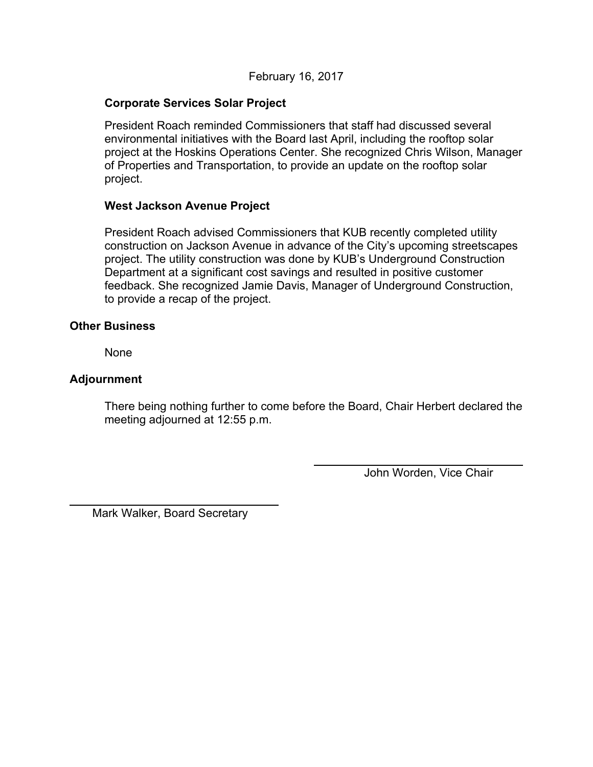### Corporate Services Solar Project

President Roach reminded Commissioners that staff had discussed several environmental initiatives with the Board last April, including the rooftop solar project at the Hoskins Operations Center. She recognized Chris Wilson, Manager of Properties and Transportation, to provide an update on the rooftop solar project.

### West Jackson Avenue Project

President Roach advised Commissioners that KUB recently completed utility construction on Jackson Avenue in advance of the City's upcoming streetscapes project. The utility construction was done by KUB's Underground Construction Department at a significant cost savings and resulted in positive customer feedback. She recognized Jamie Davis, Manager of Underground Construction, to provide a recap of the project.

## Other Business

None

## Adjournment

There being nothing further to come before the Board, Chair Herbert declared the meeting adjourned at 12:55 p.m.

John Worden, Vice Chair

Mark Walker, Board Secretary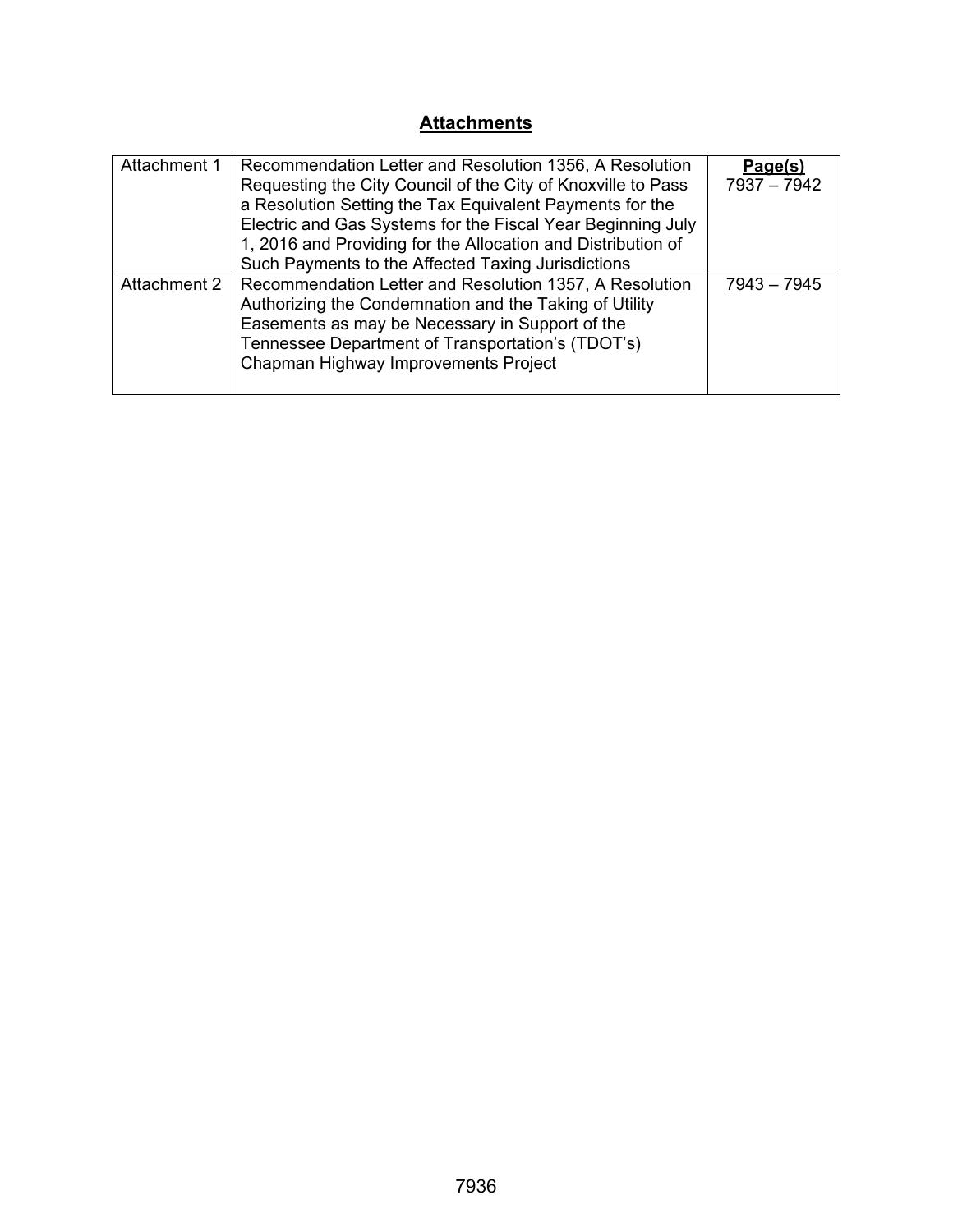## Attachments

| | | Page(s) |
|---|---|---|
| Attachment 1 | Recommendation Letter and Resolution 1356, A Resolution Requesting the City Council of the City of Knoxville to Pass a Resolution Setting the Tax Equivalent Payments for the Electric and Gas Systems for the Fiscal Year Beginning July 1, 2016 and Providing for the Allocation and Distribution of Such Payments to the Affected Taxing Jurisdictions | 7937 – 7942 |
| Attachment 2 | Recommendation Letter and Resolution 1357, A Resolution Authorizing the Condemnation and the Taking of Utility Easements as may be Necessary in Support of the Tennessee Department of Transportation's (TDOT's) Chapman Highway Improvements Project | 7943 – 7945 |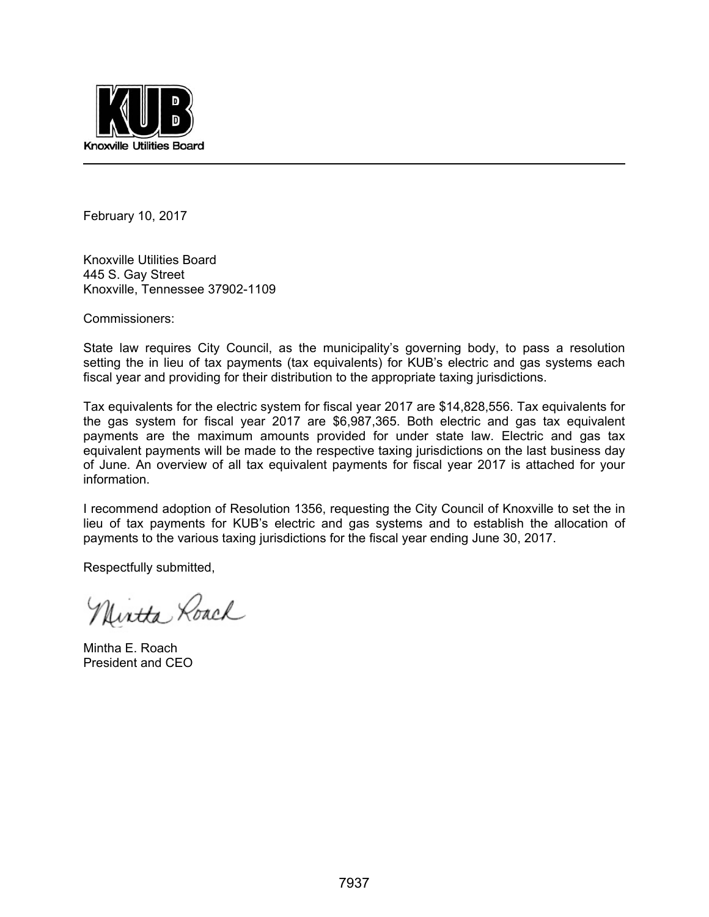**KUB**

Knoxville Utilities Board

---

February 10, 2017

Knoxville Utilities Board
445 S. Gay Street
Knoxville, Tennessee 37902-1109

Commissioners:

State law requires City Council, as the municipality's governing body, to pass a resolution setting the in lieu of tax payments (tax equivalents) for KUB's electric and gas systems each fiscal year and providing for their distribution to the appropriate taxing jurisdictions.

Tax equivalents for the electric system for fiscal year 2017 are $14,828,556. Tax equivalents for the gas system for fiscal year 2017 are $6,987,365. Both electric and gas tax equivalent payments are the maximum amounts provided for under state law. Electric and gas tax equivalent payments will be made to the respective taxing jurisdictions on the last business day of June. An overview of all tax equivalent payments for fiscal year 2017 is attached for your information.

I recommend adoption of Resolution 1356, requesting the City Council of Knoxville to set the in lieu of tax payments for KUB's electric and gas systems and to establish the allocation of payments to the various taxing jurisdictions for the fiscal year ending June 30, 2017.

Respectfully submitted,

Mintha Roach

Mintha E. Roach
President and CEO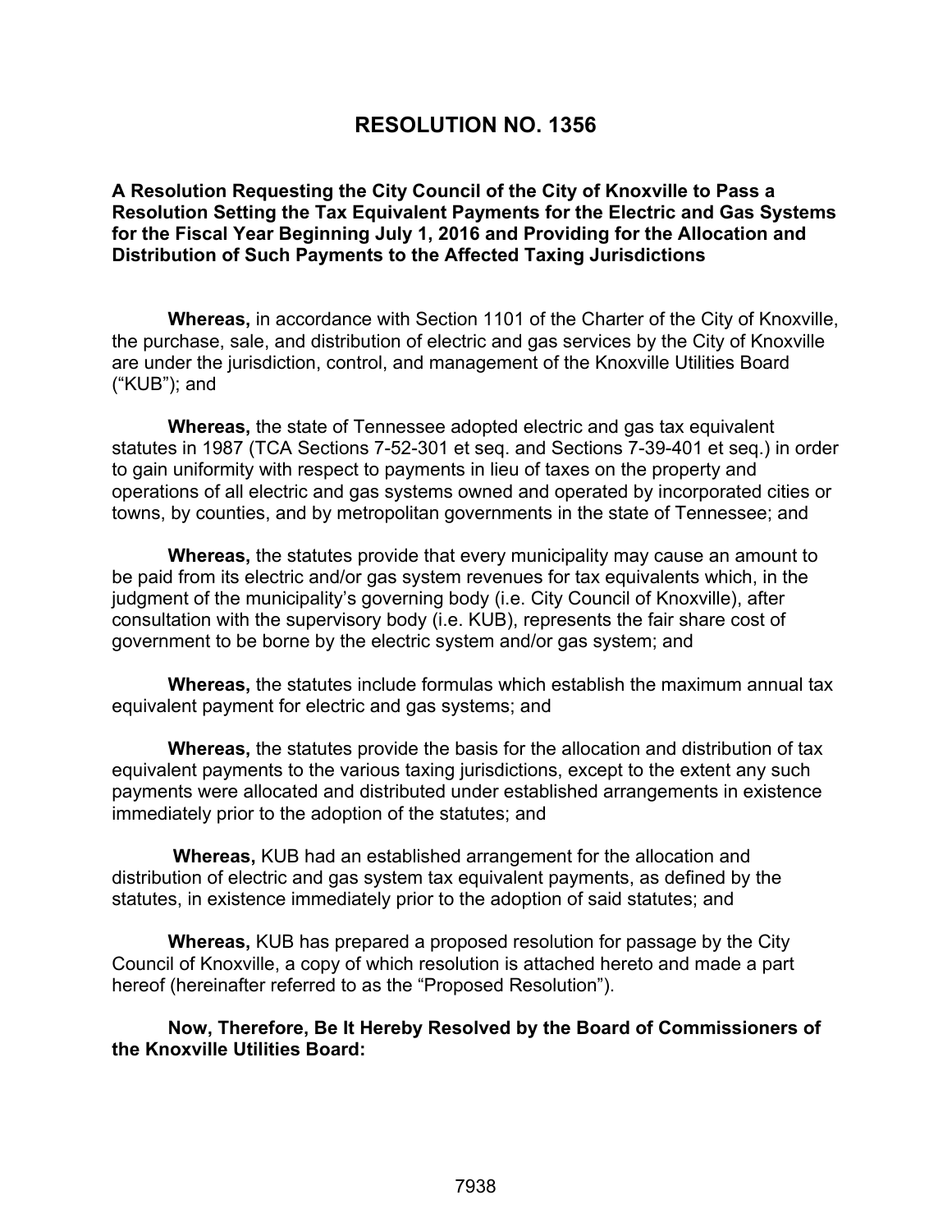# RESOLUTION NO. 1356

**A Resolution Requesting the City Council of the City of Knoxville to Pass a Resolution Setting the Tax Equivalent Payments for the Electric and Gas Systems for the Fiscal Year Beginning July 1, 2016 and Providing for the Allocation and Distribution of Such Payments to the Affected Taxing Jurisdictions**

**Whereas,** in accordance with Section 1101 of the Charter of the City of Knoxville, the purchase, sale, and distribution of electric and gas services by the City of Knoxville are under the jurisdiction, control, and management of the Knoxville Utilities Board ("KUB"); and

**Whereas,** the state of Tennessee adopted electric and gas tax equivalent statutes in 1987 (TCA Sections 7-52-301 et seq. and Sections 7-39-401 et seq.) in order to gain uniformity with respect to payments in lieu of taxes on the property and operations of all electric and gas systems owned and operated by incorporated cities or towns, by counties, and by metropolitan governments in the state of Tennessee; and

**Whereas,** the statutes provide that every municipality may cause an amount to be paid from its electric and/or gas system revenues for tax equivalents which, in the judgment of the municipality's governing body (i.e. City Council of Knoxville), after consultation with the supervisory body (i.e. KUB), represents the fair share cost of government to be borne by the electric system and/or gas system; and

**Whereas,** the statutes include formulas which establish the maximum annual tax equivalent payment for electric and gas systems; and

**Whereas,** the statutes provide the basis for the allocation and distribution of tax equivalent payments to the various taxing jurisdictions, except to the extent any such payments were allocated and distributed under established arrangements in existence immediately prior to the adoption of the statutes; and

**Whereas,** KUB had an established arrangement for the allocation and distribution of electric and gas system tax equivalent payments, as defined by the statutes, in existence immediately prior to the adoption of said statutes; and

**Whereas,** KUB has prepared a proposed resolution for passage by the City Council of Knoxville, a copy of which resolution is attached hereto and made a part hereof (hereinafter referred to as the "Proposed Resolution").

**Now, Therefore, Be It Hereby Resolved by the Board of Commissioners of the Knoxville Utilities Board:**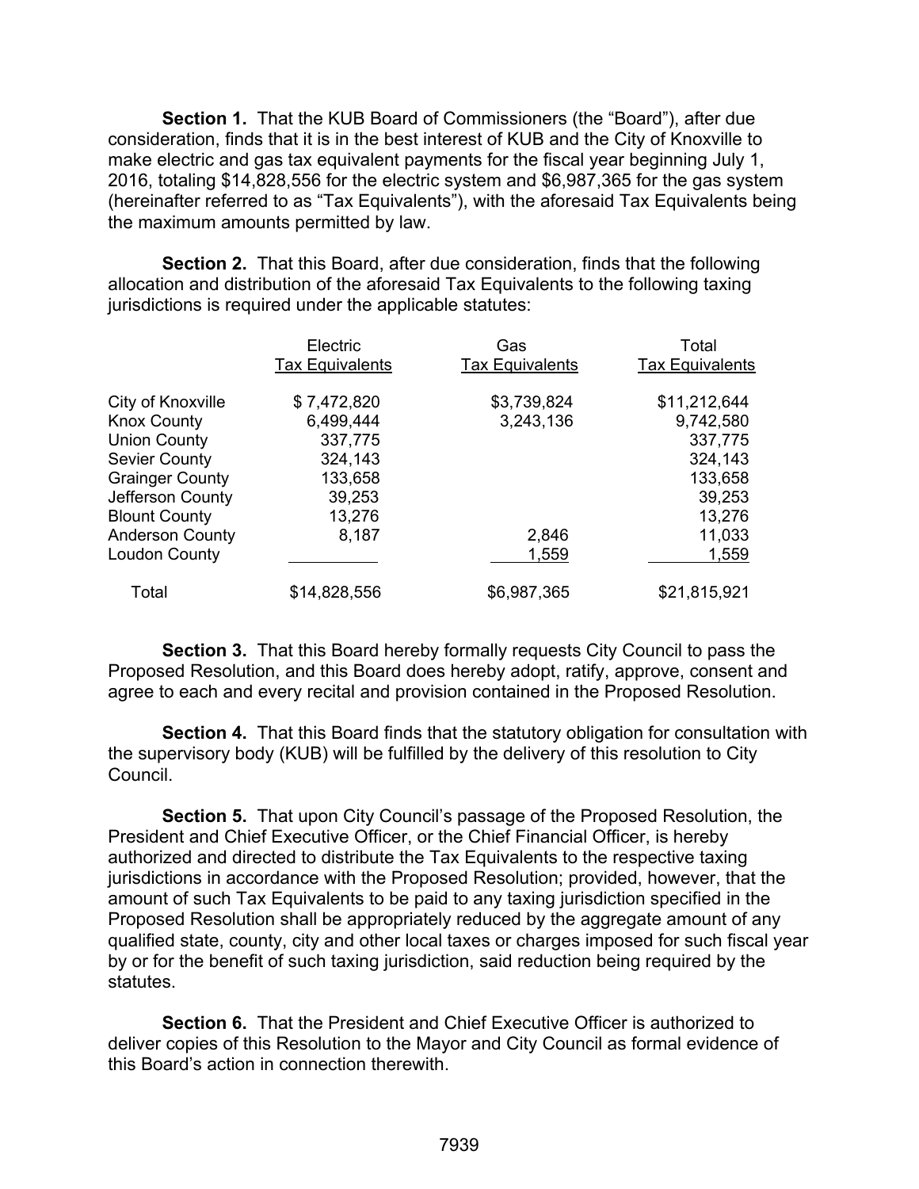**Section 1.** That the KUB Board of Commissioners (the "Board"), after due consideration, finds that it is in the best interest of KUB and the City of Knoxville to make electric and gas tax equivalent payments for the fiscal year beginning July 1, 2016, totaling $14,828,556 for the electric system and $6,987,365 for the gas system (hereinafter referred to as "Tax Equivalents"), with the aforesaid Tax Equivalents being the maximum amounts permitted by law.

**Section 2.** That this Board, after due consideration, finds that the following allocation and distribution of the aforesaid Tax Equivalents to the following taxing jurisdictions is required under the applicable statutes:

| | Electric Tax Equivalents | Gas Tax Equivalents | Total Tax Equivalents |
|---|---|---|---|
| City of Knoxville | $ 7,472,820 | $3,739,824 | $11,212,644 |
| Knox County | 6,499,444 | 3,243,136 | 9,742,580 |
| Union County | 337,775 | | 337,775 |
| Sevier County | 324,143 | | 324,143 |
| Grainger County | 133,658 | | 133,658 |
| Jefferson County | 39,253 | | 39,253 |
| Blount County | 13,276 | | 13,276 |
| Anderson County | 8,187 | 2,846 | 11,033 |
| Loudon County | | 1,559 | 1,559 |
| Total | $14,828,556 | $6,987,365 | $21,815,921 |

**Section 3.** That this Board hereby formally requests City Council to pass the Proposed Resolution, and this Board does hereby adopt, ratify, approve, consent and agree to each and every recital and provision contained in the Proposed Resolution.

**Section 4.** That this Board finds that the statutory obligation for consultation with the supervisory body (KUB) will be fulfilled by the delivery of this resolution to City Council.

**Section 5.** That upon City Council's passage of the Proposed Resolution, the President and Chief Executive Officer, or the Chief Financial Officer, is hereby authorized and directed to distribute the Tax Equivalents to the respective taxing jurisdictions in accordance with the Proposed Resolution; provided, however, that the amount of such Tax Equivalents to be paid to any taxing jurisdiction specified in the Proposed Resolution shall be appropriately reduced by the aggregate amount of any qualified state, county, city and other local taxes or charges imposed for such fiscal year by or for the benefit of such taxing jurisdiction, said reduction being required by the statutes.

**Section 6.** That the President and Chief Executive Officer is authorized to deliver copies of this Resolution to the Mayor and City Council as formal evidence of this Board's action in connection therewith.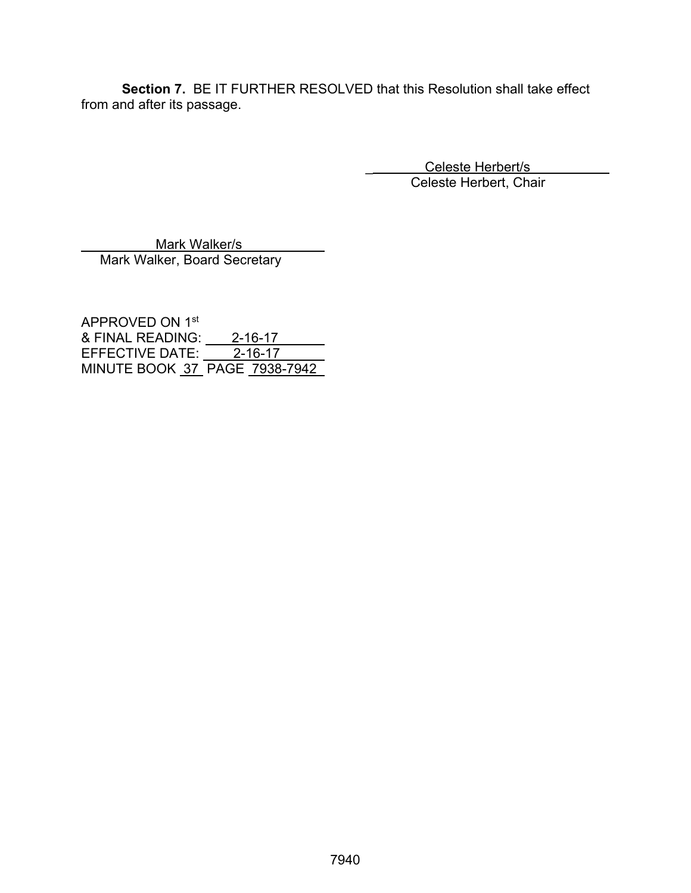**Section 7.** BE IT FURTHER RESOLVED that this Resolution shall take effect from and after its passage.

Celeste Herbert/s
Celeste Herbert, Chair

Mark Walker/s
Mark Walker, Board Secretary

APPROVED ON 1st
& FINAL READING: 2-16-17
EFFECTIVE DATE: 2-16-17
MINUTE BOOK 37 PAGE 7938-7942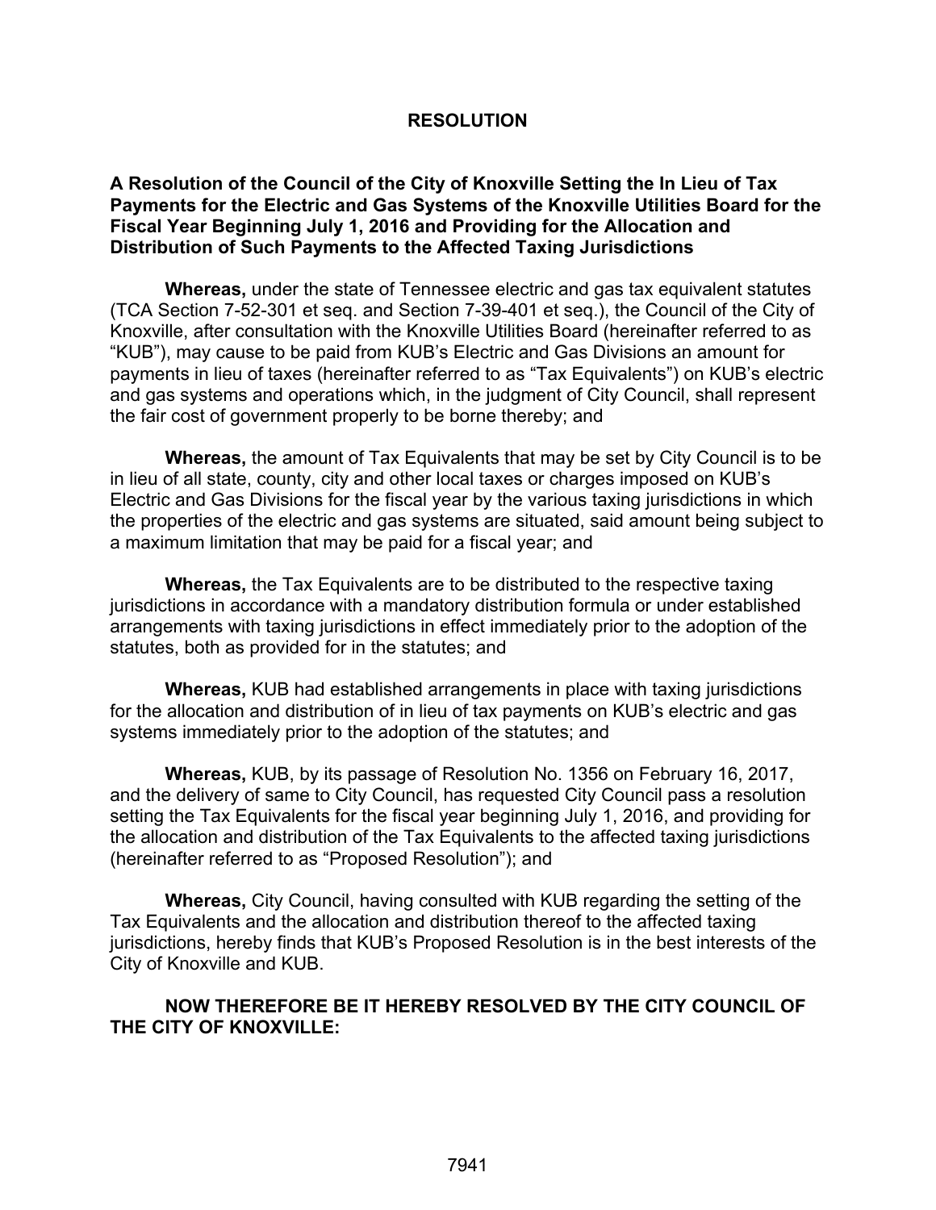# RESOLUTION

**A Resolution of the Council of the City of Knoxville Setting the In Lieu of Tax Payments for the Electric and Gas Systems of the Knoxville Utilities Board for the Fiscal Year Beginning July 1, 2016 and Providing for the Allocation and Distribution of Such Payments to the Affected Taxing Jurisdictions**

**Whereas,** under the state of Tennessee electric and gas tax equivalent statutes (TCA Section 7-52-301 et seq. and Section 7-39-401 et seq.), the Council of the City of Knoxville, after consultation with the Knoxville Utilities Board (hereinafter referred to as "KUB"), may cause to be paid from KUB's Electric and Gas Divisions an amount for payments in lieu of taxes (hereinafter referred to as "Tax Equivalents") on KUB's electric and gas systems and operations which, in the judgment of City Council, shall represent the fair cost of government properly to be borne thereby; and

**Whereas,** the amount of Tax Equivalents that may be set by City Council is to be in lieu of all state, county, city and other local taxes or charges imposed on KUB's Electric and Gas Divisions for the fiscal year by the various taxing jurisdictions in which the properties of the electric and gas systems are situated, said amount being subject to a maximum limitation that may be paid for a fiscal year; and

**Whereas,** the Tax Equivalents are to be distributed to the respective taxing jurisdictions in accordance with a mandatory distribution formula or under established arrangements with taxing jurisdictions in effect immediately prior to the adoption of the statutes, both as provided for in the statutes; and

**Whereas,** KUB had established arrangements in place with taxing jurisdictions for the allocation and distribution of in lieu of tax payments on KUB's electric and gas systems immediately prior to the adoption of the statutes; and

**Whereas,** KUB, by its passage of Resolution No. 1356 on February 16, 2017, and the delivery of same to City Council, has requested City Council pass a resolution setting the Tax Equivalents for the fiscal year beginning July 1, 2016, and providing for the allocation and distribution of the Tax Equivalents to the affected taxing jurisdictions (hereinafter referred to as "Proposed Resolution"); and

**Whereas,** City Council, having consulted with KUB regarding the setting of the Tax Equivalents and the allocation and distribution thereof to the affected taxing jurisdictions, hereby finds that KUB's Proposed Resolution is in the best interests of the City of Knoxville and KUB.

**NOW THEREFORE BE IT HEREBY RESOLVED BY THE CITY COUNCIL OF THE CITY OF KNOXVILLE:**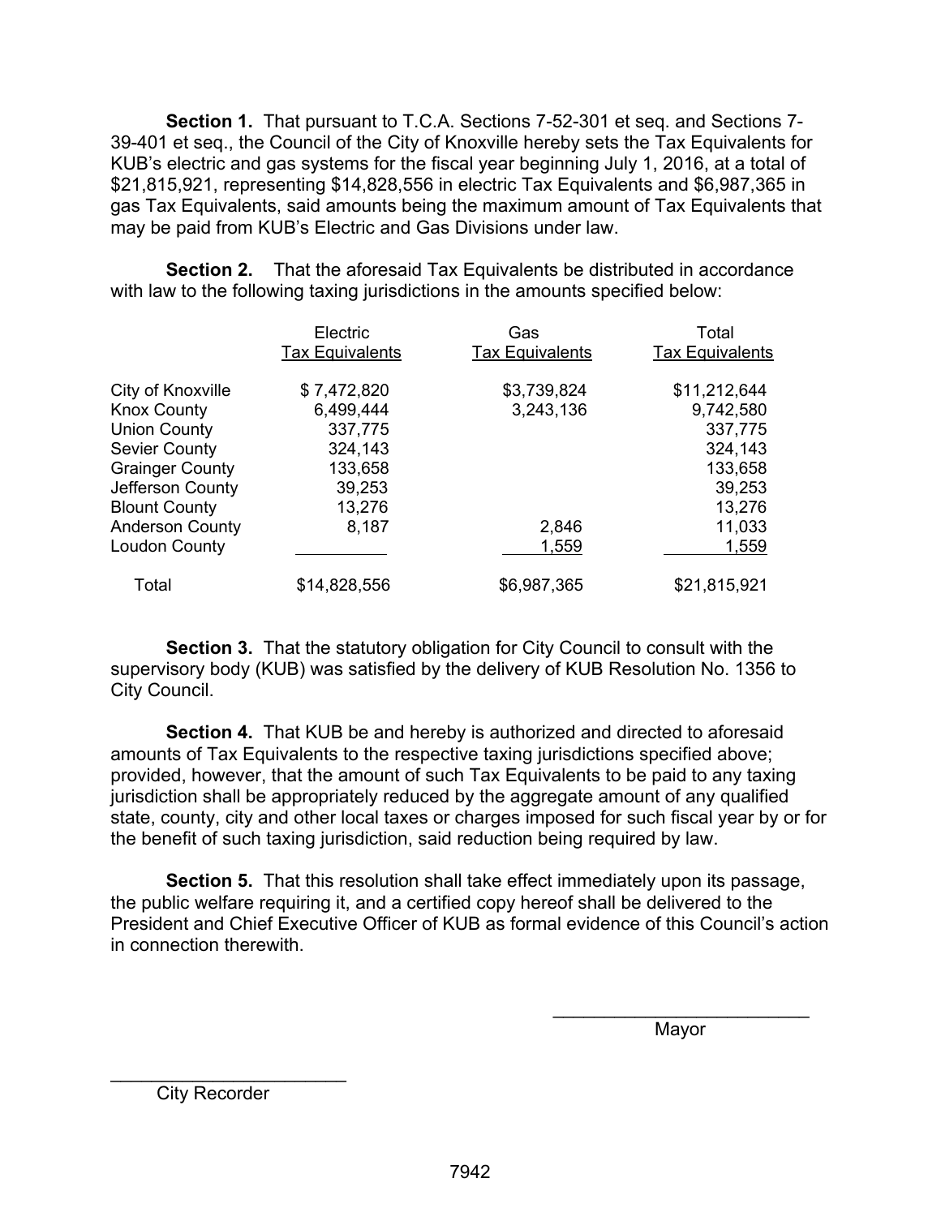**Section 1.** That pursuant to T.C.A. Sections 7-52-301 et seq. and Sections 7-39-401 et seq., the Council of the City of Knoxville hereby sets the Tax Equivalents for KUB's electric and gas systems for the fiscal year beginning July 1, 2016, at a total of $21,815,921, representing $14,828,556 in electric Tax Equivalents and $6,987,365 in gas Tax Equivalents, said amounts being the maximum amount of Tax Equivalents that may be paid from KUB's Electric and Gas Divisions under law.

**Section 2.** That the aforesaid Tax Equivalents be distributed in accordance with law to the following taxing jurisdictions in the amounts specified below:

| | Electric Tax Equivalents | Gas Tax Equivalents | Total Tax Equivalents |
|---|---|---|---|
| City of Knoxville | $ 7,472,820 | $3,739,824 | $11,212,644 |
| Knox County | 6,499,444 | 3,243,136 | 9,742,580 |
| Union County | 337,775 | | 337,775 |
| Sevier County | 324,143 | | 324,143 |
| Grainger County | 133,658 | | 133,658 |
| Jefferson County | 39,253 | | 39,253 |
| Blount County | 13,276 | | 13,276 |
| Anderson County | 8,187 | 2,846 | 11,033 |
| Loudon County | | 1,559 | 1,559 |
| Total | $14,828,556 | $6,987,365 | $21,815,921 |

**Section 3.** That the statutory obligation for City Council to consult with the supervisory body (KUB) was satisfied by the delivery of KUB Resolution No. 1356 to City Council.

**Section 4.** That KUB be and hereby is authorized and directed to aforesaid amounts of Tax Equivalents to the respective taxing jurisdictions specified above; provided, however, that the amount of such Tax Equivalents to be paid to any taxing jurisdiction shall be appropriately reduced by the aggregate amount of any qualified state, county, city and other local taxes or charges imposed for such fiscal year by or for the benefit of such taxing jurisdiction, said reduction being required by law.

**Section 5.** That this resolution shall take effect immediately upon its passage, the public welfare requiring it, and a certified copy hereof shall be delivered to the President and Chief Executive Officer of KUB as formal evidence of this Council's action in connection therewith.

\_\_\_\_\_\_\_\_\_\_\_\_\_\_\_\_\_\_\_\_\_\_\_\_\_\_

Mayor

\_\_\_\_\_\_\_\_\_\_\_\_\_\_\_\_\_\_\_\_\_\_\_\_\_\_

City Recorder

7942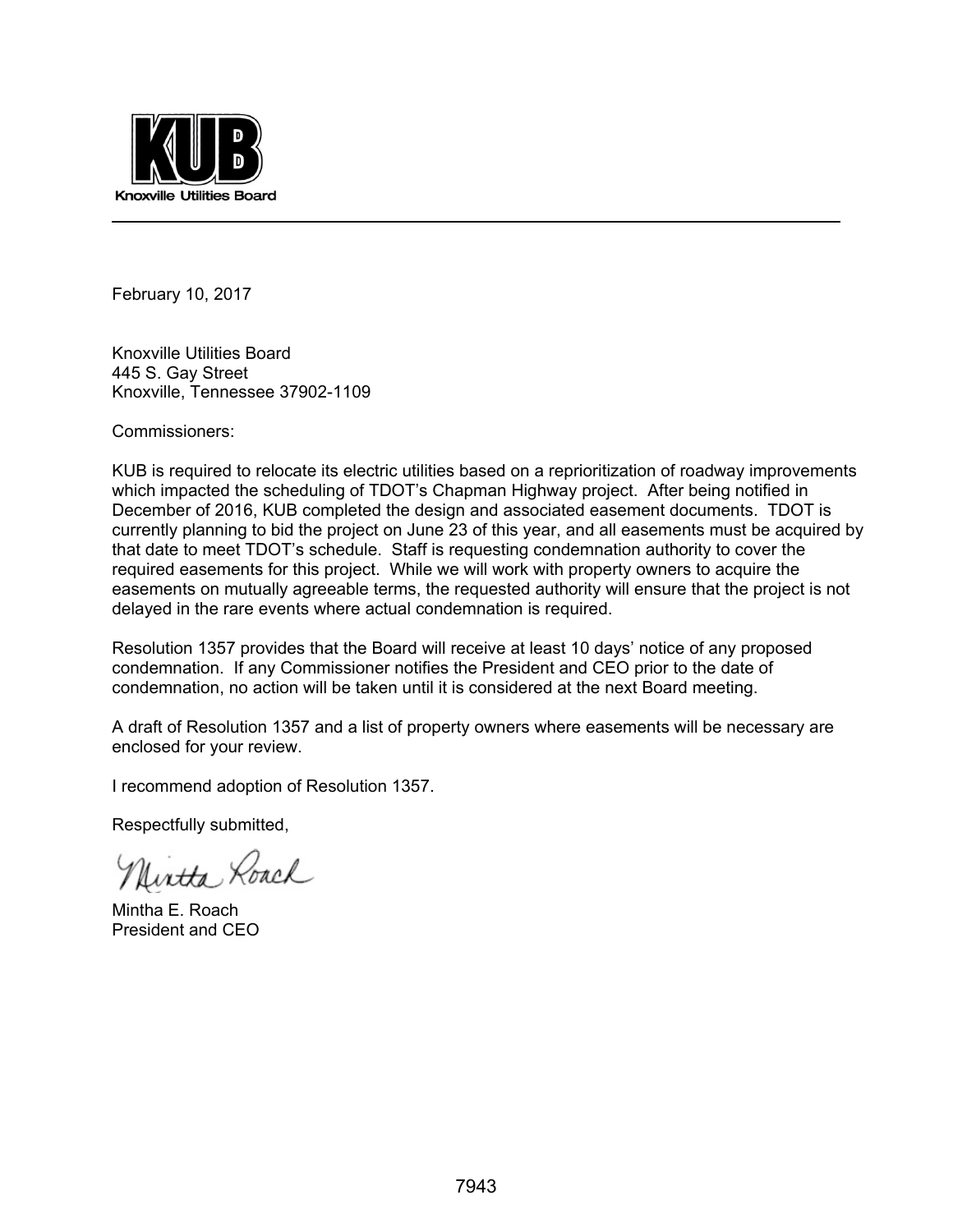Knoxville Utilities Board

February 10, 2017

Knoxville Utilities Board
445 S. Gay Street
Knoxville, Tennessee 37902-1109

Commissioners:

KUB is required to relocate its electric utilities based on a reprioritization of roadway improvements which impacted the scheduling of TDOT's Chapman Highway project. After being notified in December of 2016, KUB completed the design and associated easement documents. TDOT is currently planning to bid the project on June 23 of this year, and all easements must be acquired by that date to meet TDOT's schedule. Staff is requesting condemnation authority to cover the required easements for this project. While we will work with property owners to acquire the easements on mutually agreeable terms, the requested authority will ensure that the project is not delayed in the rare events where actual condemnation is required.

Resolution 1357 provides that the Board will receive at least 10 days' notice of any proposed condemnation. If any Commissioner notifies the President and CEO prior to the date of condemnation, no action will be taken until it is considered at the next Board meeting.

A draft of Resolution 1357 and a list of property owners where easements will be necessary are enclosed for your review.

I recommend adoption of Resolution 1357.

Respectfully submitted,

Mintha Roach

Mintha E. Roach
President and CEO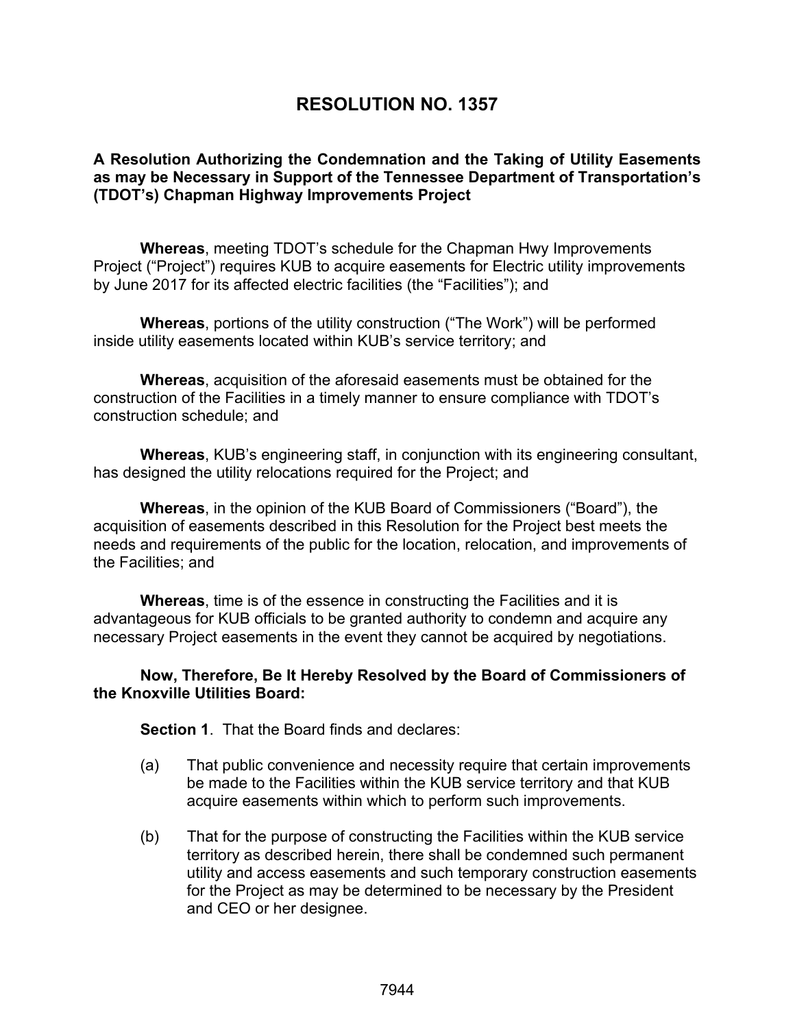# RESOLUTION NO. 1357

**A Resolution Authorizing the Condemnation and the Taking of Utility Easements as may be Necessary in Support of the Tennessee Department of Transportation's (TDOT's) Chapman Highway Improvements Project**

**Whereas**, meeting TDOT's schedule for the Chapman Hwy Improvements Project ("Project") requires KUB to acquire easements for Electric utility improvements by June 2017 for its affected electric facilities (the "Facilities"); and

**Whereas**, portions of the utility construction ("The Work") will be performed inside utility easements located within KUB's service territory; and

**Whereas**, acquisition of the aforesaid easements must be obtained for the construction of the Facilities in a timely manner to ensure compliance with TDOT's construction schedule; and

**Whereas**, KUB's engineering staff, in conjunction with its engineering consultant, has designed the utility relocations required for the Project; and

**Whereas**, in the opinion of the KUB Board of Commissioners ("Board"), the acquisition of easements described in this Resolution for the Project best meets the needs and requirements of the public for the location, relocation, and improvements of the Facilities; and

**Whereas**, time is of the essence in constructing the Facilities and it is advantageous for KUB officials to be granted authority to condemn and acquire any necessary Project easements in the event they cannot be acquired by negotiations.

**Now, Therefore, Be It Hereby Resolved by the Board of Commissioners of the Knoxville Utilities Board:**

**Section 1**. That the Board finds and declares:

(a) That public convenience and necessity require that certain improvements be made to the Facilities within the KUB service territory and that KUB acquire easements within which to perform such improvements.

(b) That for the purpose of constructing the Facilities within the KUB service territory as described herein, there shall be condemned such permanent utility and access easements and such temporary construction easements for the Project as may be determined to be necessary by the President and CEO or her designee.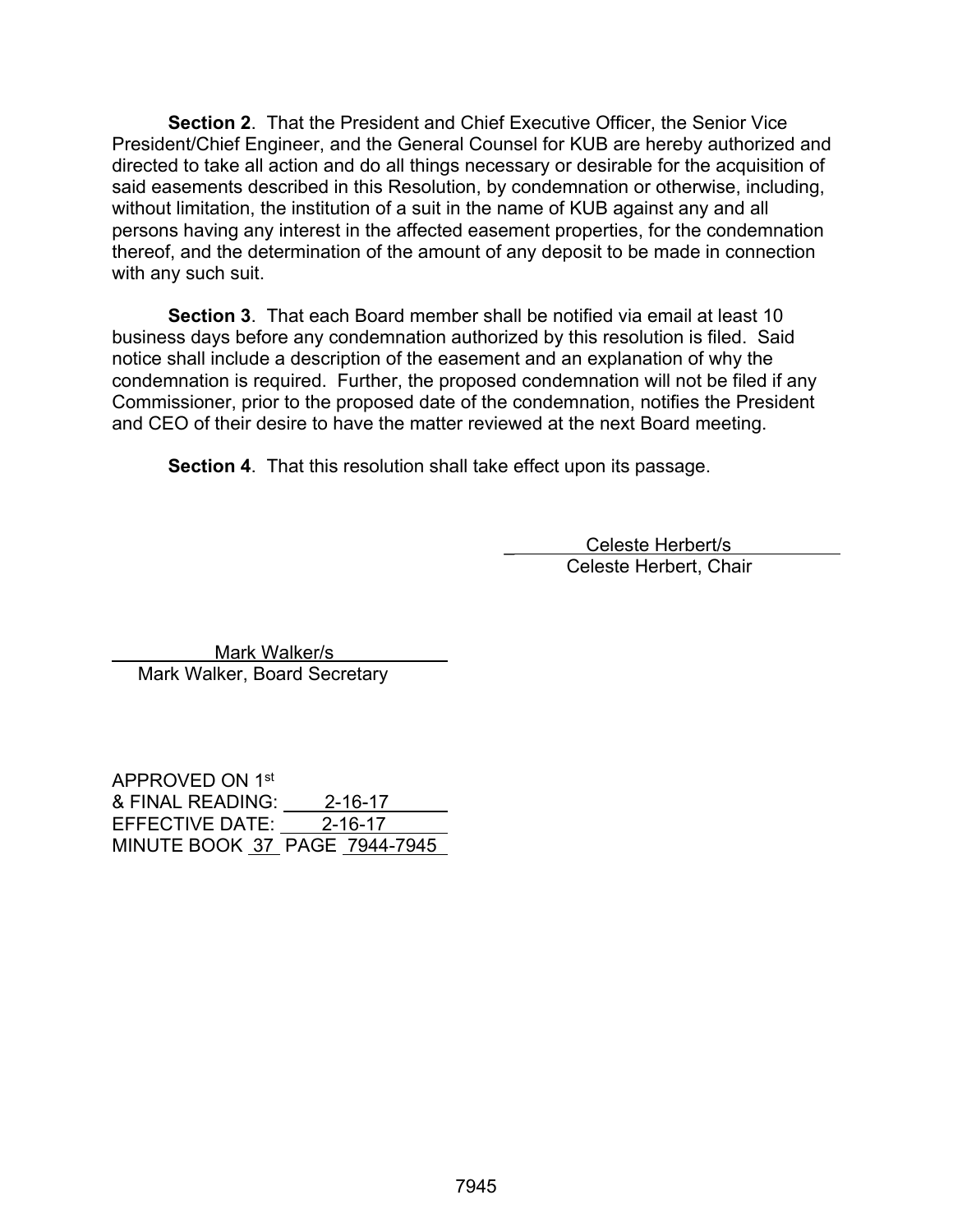**Section 2**. That the President and Chief Executive Officer, the Senior Vice President/Chief Engineer, and the General Counsel for KUB are hereby authorized and directed to take all action and do all things necessary or desirable for the acquisition of said easements described in this Resolution, by condemnation or otherwise, including, without limitation, the institution of a suit in the name of KUB against any and all persons having any interest in the affected easement properties, for the condemnation thereof, and the determination of the amount of any deposit to be made in connection with any such suit.

**Section 3**. That each Board member shall be notified via email at least 10 business days before any condemnation authorized by this resolution is filed. Said notice shall include a description of the easement and an explanation of why the condemnation is required. Further, the proposed condemnation will not be filed if any Commissioner, prior to the proposed date of the condemnation, notifies the President and CEO of their desire to have the matter reviewed at the next Board meeting.

**Section 4**. That this resolution shall take effect upon its passage.

Celeste Herbert/s
Celeste Herbert, Chair

Mark Walker/s
Mark Walker, Board Secretary

APPROVED ON 1st
& FINAL READING: 2-16-17
EFFECTIVE DATE: 2-16-17
MINUTE BOOK 37 PAGE 7944-7945